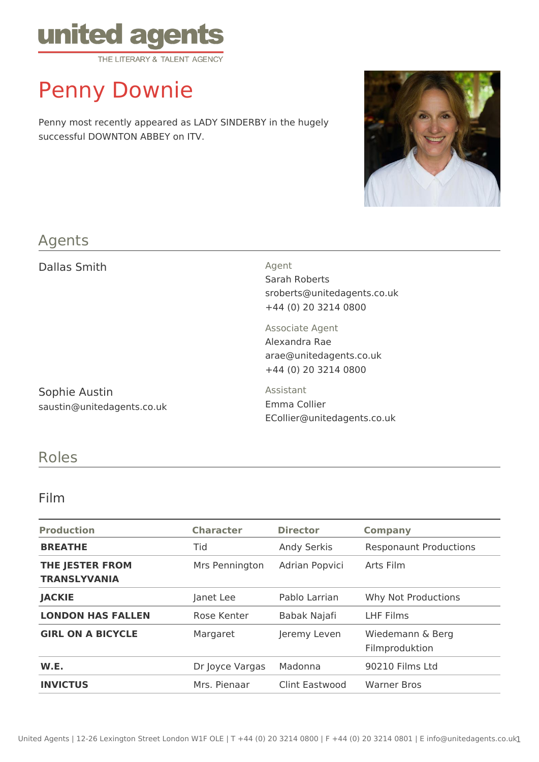# Penny Downie

Penny most recently appeared as LADY SINDERBY in the hugely successful DOWNTON ABBEY on ITV.

## Agents

Dallas Smith

Agent
Sarah Roberts
sroberts@unitedagents.co.uk
+44 (0) 20 3214 0800

Associate Agent
Alexandra Rae
arae@unitedagents.co.uk
+44 (0) 20 3214 0800

Sophie Austin
saustin@unitedagents.co.uk

Assistant
Emma Collier
ECollier@unitedagents.co.uk

## Roles

### Film

| Production | Character | Director | Company |
|---|---|---|---|
| **BREATHE** | Tid | Andy Serkis | Responaunt Productions |
| **THE JESTER FROM TRANSLYVANIA** | Mrs Pennington | Adrian Popvici | Arts Film |
| **JACKIE** | Janet Lee | Pablo Larrian | Why Not Productions |
| **LONDON HAS FALLEN** | Rose Kenter | Babak Najafi | LHF Films |
| **GIRL ON A BICYCLE** | Margaret | Jeremy Leven | Wiedemann & Berg Filmproduktion |
| **W.E.** | Dr Joyce Vargas | Madonna | 90210 Films Ltd |
| **INVICTUS** | Mrs. Pienaar | Clint Eastwood | Warner Bros |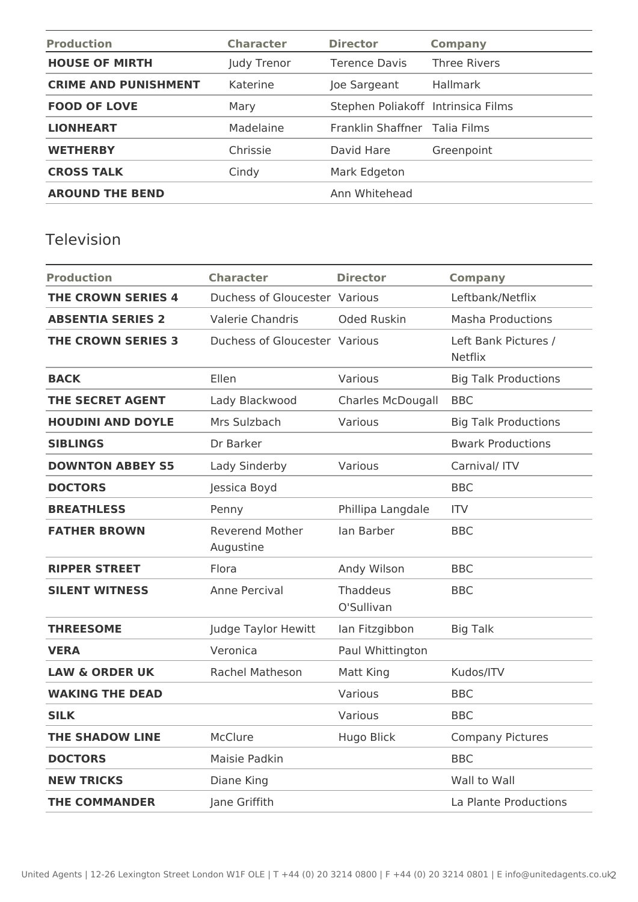| Production | Character | Director | Company |
|---|---|---|---|
| **HOUSE OF MIRTH** | Judy Trenor | Terence Davis | Three Rivers |
| **CRIME AND PUNISHMENT** | Katerine | Joe Sargeant | Hallmark |
| **FOOD OF LOVE** | Mary | Stephen Poliakoff | Intrinsica Films |
| **LIONHEART** | Madelaine | Franklin Shaffner | Talia Films |
| **WETHERBY** | Chrissie | David Hare | Greenpoint |
| **CROSS TALK** | Cindy | Mark Edgeton | |
| **AROUND THE BEND** | | Ann Whitehead | |

## Television

| Production | Character | Director | Company |
|---|---|---|---|
| **THE CROWN SERIES 4** | Duchess of Gloucester | Various | Leftbank/Netflix |
| **ABSENTIA SERIES 2** | Valerie Chandris | Oded Ruskin | Masha Productions |
| **THE CROWN SERIES 3** | Duchess of Gloucester | Various | Left Bank Pictures / Netflix |
| **BACK** | Ellen | Various | Big Talk Productions |
| **THE SECRET AGENT** | Lady Blackwood | Charles McDougall | BBC |
| **HOUDINI AND DOYLE** | Mrs Sulzbach | Various | Big Talk Productions |
| **SIBLINGS** | Dr Barker | | Bwark Productions |
| **DOWNTON ABBEY S5** | Lady Sinderby | Various | Carnival/ ITV |
| **DOCTORS** | Jessica Boyd | | BBC |
| **BREATHLESS** | Penny | Phillipa Langdale | ITV |
| **FATHER BROWN** | Reverend Mother Augustine | Ian Barber | BBC |
| **RIPPER STREET** | Flora | Andy Wilson | BBC |
| **SILENT WITNESS** | Anne Percival | Thaddeus O'Sullivan | BBC |
| **THREESOME** | Judge Taylor Hewitt | Ian Fitzgibbon | Big Talk |
| **VERA** | Veronica | Paul Whittington | |
| **LAW & ORDER UK** | Rachel Matheson | Matt King | Kudos/ITV |
| **WAKING THE DEAD** | | Various | BBC |
| **SILK** | | Various | BBC |
| **THE SHADOW LINE** | McClure | Hugo Blick | Company Pictures |
| **DOCTORS** | Maisie Padkin | | BBC |
| **NEW TRICKS** | Diane King | | Wall to Wall |
| **THE COMMANDER** | Jane Griffith | | La Plante Productions |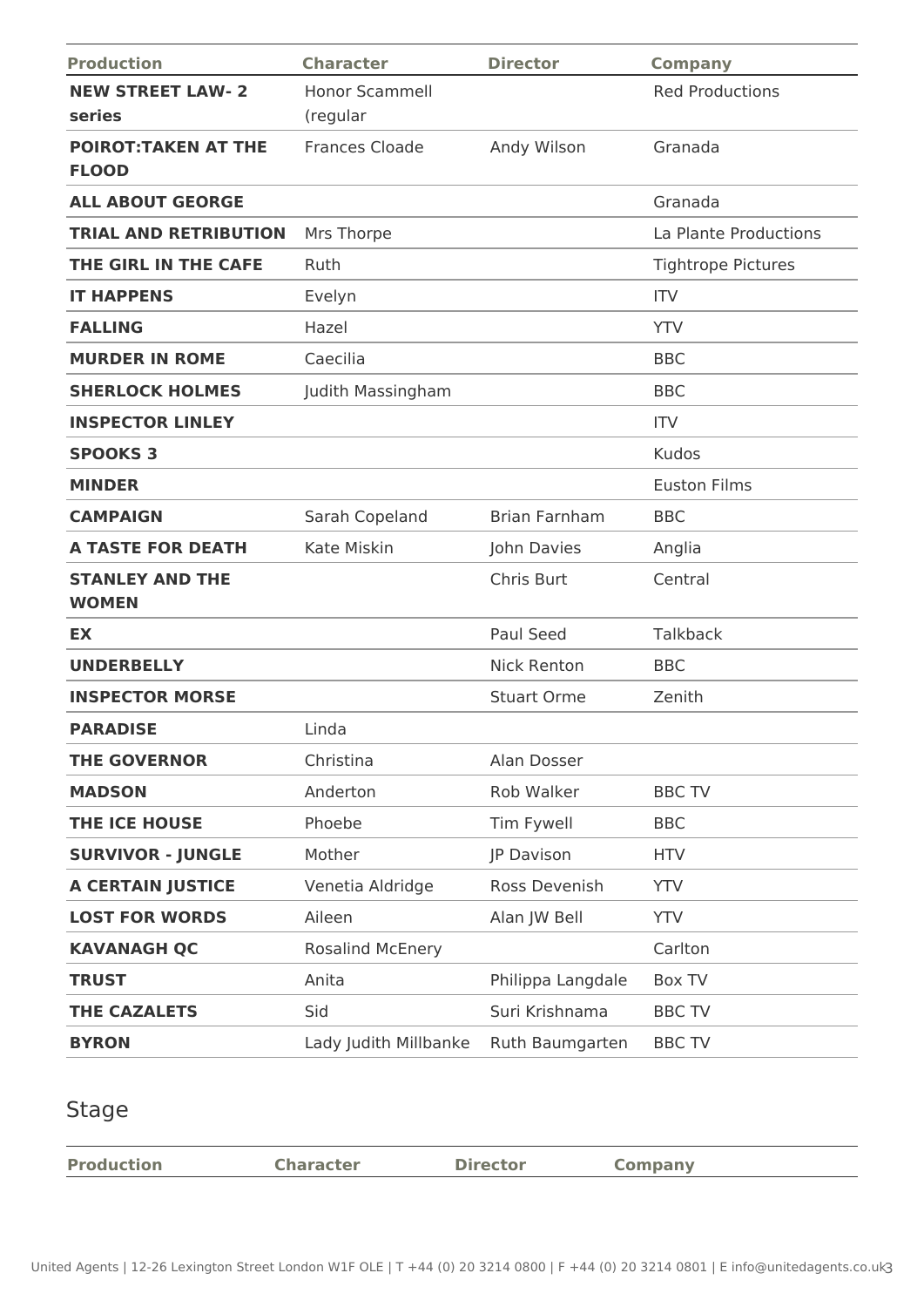| Production | Character | Director | Company |
| --- | --- | --- | --- |
| **NEW STREET LAW- 2 series** | Honor Scammell (regular | | Red Productions |
| **POIROT:TAKEN AT THE FLOOD** | Frances Cloade | Andy Wilson | Granada |
| **ALL ABOUT GEORGE** | | | Granada |
| **TRIAL AND RETRIBUTION** | Mrs Thorpe | | La Plante Productions |
| **THE GIRL IN THE CAFE** | Ruth | | Tightrope Pictures |
| **IT HAPPENS** | Evelyn | | ITV |
| **FALLING** | Hazel | | YTV |
| **MURDER IN ROME** | Caecilia | | BBC |
| **SHERLOCK HOLMES** | Judith Massingham | | BBC |
| **INSPECTOR LINLEY** | | | ITV |
| **SPOOKS 3** | | | Kudos |
| **MINDER** | | | Euston Films |
| **CAMPAIGN** | Sarah Copeland | Brian Farnham | BBC |
| **A TASTE FOR DEATH** | Kate Miskin | John Davies | Anglia |
| **STANLEY AND THE WOMEN** | | Chris Burt | Central |
| **EX** | | Paul Seed | Talkback |
| **UNDERBELLY** | | Nick Renton | BBC |
| **INSPECTOR MORSE** | | Stuart Orme | Zenith |
| **PARADISE** | Linda | | |
| **THE GOVERNOR** | Christina | Alan Dosser | |
| **MADSON** | Anderton | Rob Walker | BBC TV |
| **THE ICE HOUSE** | Phoebe | Tim Fywell | BBC |
| **SURVIVOR - JUNGLE** | Mother | JP Davison | HTV |
| **A CERTAIN JUSTICE** | Venetia Aldridge | Ross Devenish | YTV |
| **LOST FOR WORDS** | Aileen | Alan JW Bell | YTV |
| **KAVANAGH QC** | Rosalind McEnery | | Carlton |
| **TRUST** | Anita | Philippa Langdale | Box TV |
| **THE CAZALETS** | Sid | Suri Krishnama | BBC TV |
| **BYRON** | Lady Judith Millbanke | Ruth Baumgarten | BBC TV |

## Stage

| Production | Character | Director | Company |
| --- | --- | --- | --- |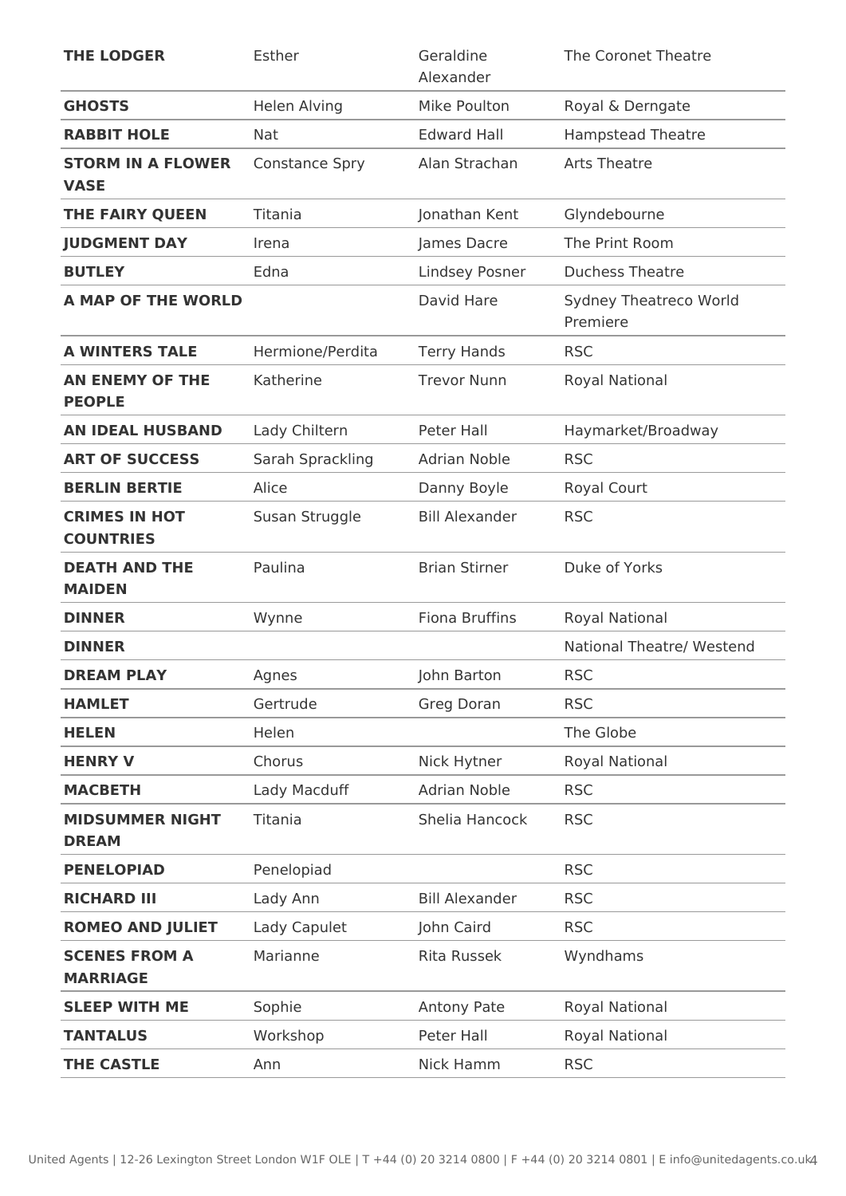| | | | |
|---|---|---|---|
| **THE LODGER** | Esther | Geraldine Alexander | The Coronet Theatre |
| **GHOSTS** | Helen Alving | Mike Poulton | Royal & Derngate |
| **RABBIT HOLE** | Nat | Edward Hall | Hampstead Theatre |
| **STORM IN A FLOWER VASE** | Constance Spry | Alan Strachan | Arts Theatre |
| **THE FAIRY QUEEN** | Titania | Jonathan Kent | Glyndebourne |
| **JUDGMENT DAY** | Irena | James Dacre | The Print Room |
| **BUTLEY** | Edna | Lindsey Posner | Duchess Theatre |
| **A MAP OF THE WORLD** | | David Hare | Sydney Theatreco World Premiere |
| **A WINTERS TALE** | Hermione/Perdita | Terry Hands | RSC |
| **AN ENEMY OF THE PEOPLE** | Katherine | Trevor Nunn | Royal National |
| **AN IDEAL HUSBAND** | Lady Chiltern | Peter Hall | Haymarket/Broadway |
| **ART OF SUCCESS** | Sarah Sprackling | Adrian Noble | RSC |
| **BERLIN BERTIE** | Alice | Danny Boyle | Royal Court |
| **CRIMES IN HOT COUNTRIES** | Susan Struggle | Bill Alexander | RSC |
| **DEATH AND THE MAIDEN** | Paulina | Brian Stirner | Duke of Yorks |
| **DINNER** | Wynne | Fiona Bruffins | Royal National |
| **DINNER** | | | National Theatre/ Westend |
| **DREAM PLAY** | Agnes | John Barton | RSC |
| **HAMLET** | Gertrude | Greg Doran | RSC |
| **HELEN** | Helen | | The Globe |
| **HENRY V** | Chorus | Nick Hytner | Royal National |
| **MACBETH** | Lady Macduff | Adrian Noble | RSC |
| **MIDSUMMER NIGHT DREAM** | Titania | Shelia Hancock | RSC |
| **PENELOPIAD** | Penelopiad | | RSC |
| **RICHARD III** | Lady Ann | Bill Alexander | RSC |
| **ROMEO AND JULIET** | Lady Capulet | John Caird | RSC |
| **SCENES FROM A MARRIAGE** | Marianne | Rita Russek | Wyndhams |
| **SLEEP WITH ME** | Sophie | Antony Pate | Royal National |
| **TANTALUS** | Workshop | Peter Hall | Royal National |
| **THE CASTLE** | Ann | Nick Hamm | RSC |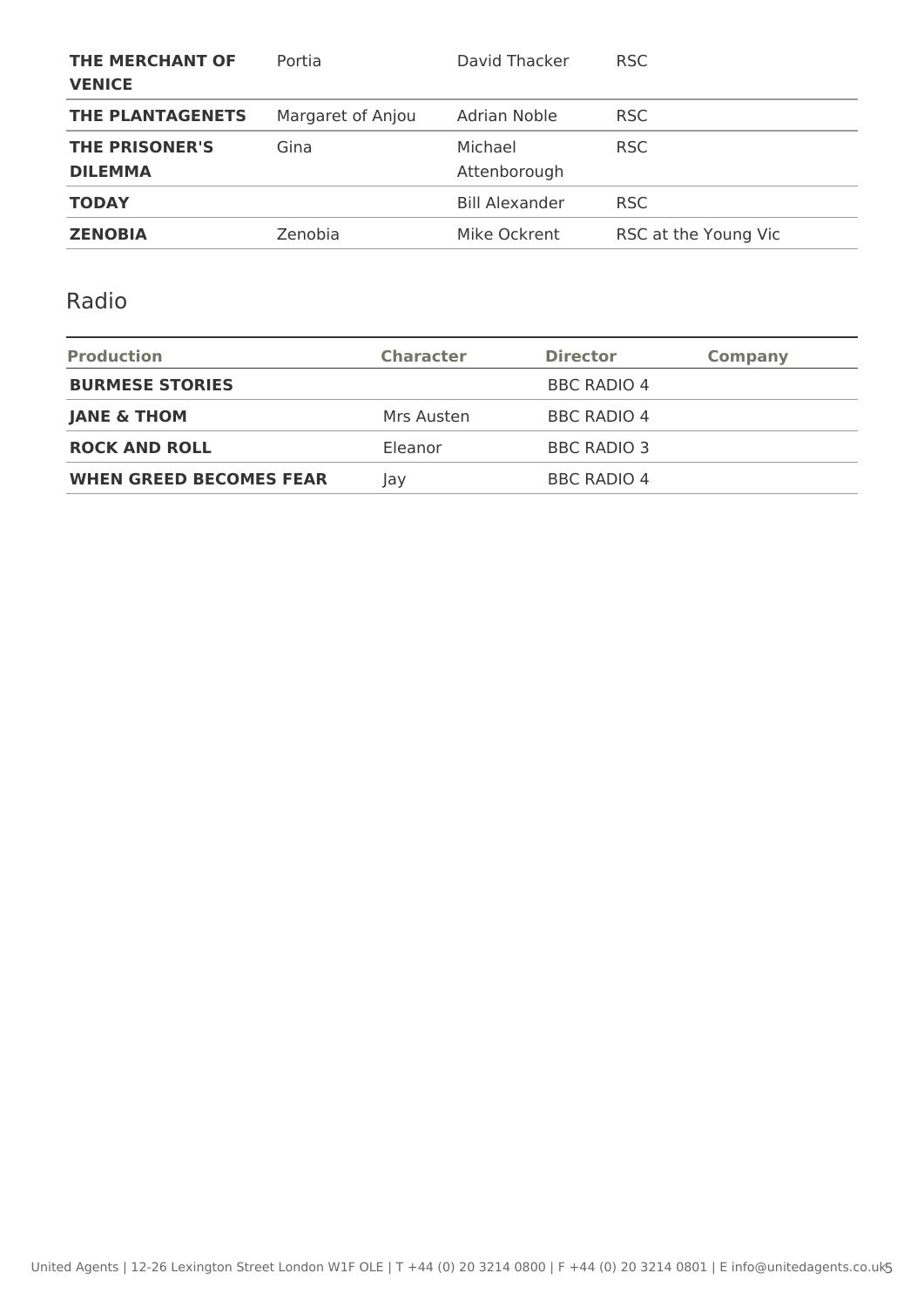| | | | |
|---|---|---|---|
| **THE MERCHANT OF VENICE** | Portia | David Thacker | RSC |
| **THE PLANTAGENETS** | Margaret of Anjou | Adrian Noble | RSC |
| **THE PRISONER'S DILEMMA** | Gina | Michael Attenborough | RSC |
| **TODAY** | | Bill Alexander | RSC |
| **ZENOBIA** | Zenobia | Mike Ockrent | RSC at the Young Vic |

## Radio

| Production | Character | Director | Company |
|---|---|---|---|
| **BURMESE STORIES** | | BBC RADIO 4 | |
| **JANE & THOM** | Mrs Austen | BBC RADIO 4 | |
| **ROCK AND ROLL** | Eleanor | BBC RADIO 3 | |
| **WHEN GREED BECOMES FEAR** | Jay | BBC RADIO 4 | |